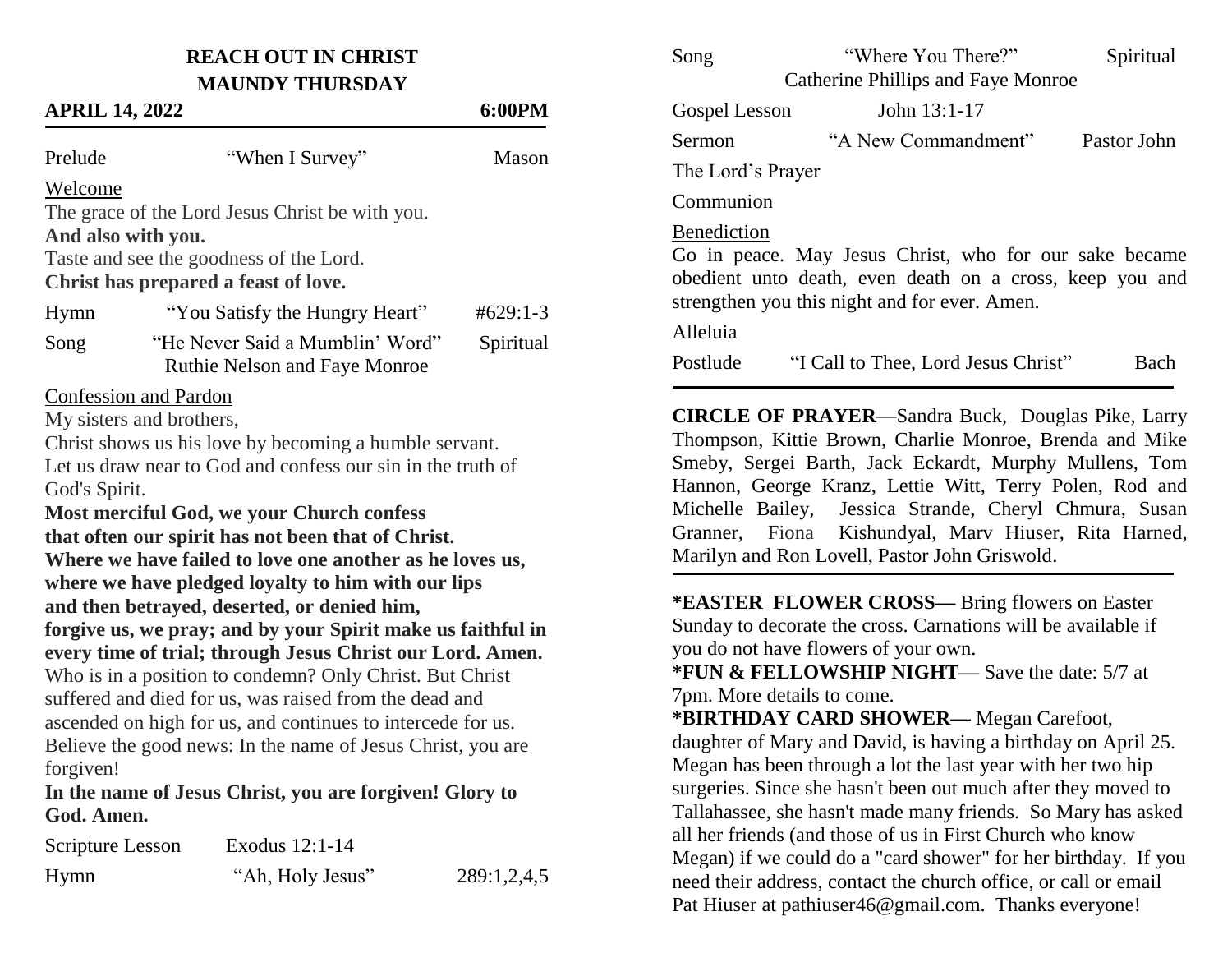# REACH OUT IN CHRIST
## MAUNDY THURSDAY

**APRIL 14, 2022** **6:00PM**

Prelude "When I Survey" Mason

Welcome

The grace of the Lord Jesus Christ be with you.
**And also with you.**
Taste and see the goodness of the Lord.
**Christ has prepared a feast of love.**

Hymn "You Satisfy the Hungry Heart" #629:1-3

Song "He Never Said a Mumblin' Word" Spiritual
Ruthie Nelson and Faye Monroe

Confession and Pardon

My sisters and brothers,
Christ shows us his love by becoming a humble servant.
Let us draw near to God and confess our sin in the truth of God's Spirit.
**Most merciful God, we your Church confess**
**that often our spirit has not been that of Christ.**
**Where we have failed to love one another as he loves us,**
**where we have pledged loyalty to him with our lips**
**and then betrayed, deserted, or denied him,**
**forgive us, we pray; and by your Spirit make us faithful in every time of trial; through Jesus Christ our Lord. Amen.**
Who is in a position to condemn? Only Christ. But Christ suffered and died for us, was raised from the dead and ascended on high for us, and continues to intercede for us. Believe the good news: In the name of Jesus Christ, you are forgiven!
**In the name of Jesus Christ, you are forgiven! Glory to God. Amen.**

Scripture Lesson Exodus 12:1-14

Hymn "Ah, Holy Jesus" 289:1,2,4,5

Song "Where You There?" Spiritual
Catherine Phillips and Faye Monroe

Gospel Lesson John 13:1-17

Sermon "A New Commandment" Pastor John

The Lord's Prayer

Communion

Benediction

Go in peace. May Jesus Christ, who for our sake became obedient unto death, even death on a cross, keep you and strengthen you this night and for ever. Amen.

Alleluia

Postlude "I Call to Thee, Lord Jesus Christ" Bach

---

**CIRCLE OF PRAYER**—Sandra Buck, Douglas Pike, Larry Thompson, Kittie Brown, Charlie Monroe, Brenda and Mike Smeby, Sergei Barth, Jack Eckardt, Murphy Mullens, Tom Hannon, George Kranz, Lettie Witt, Terry Polen, Rod and Michelle Bailey, Jessica Strande, Cheryl Chmura, Susan Granner, Fiona Kishundyal, Marv Hiuser, Rita Harned, Marilyn and Ron Lovell, Pastor John Griswold.

---

**\*EASTER FLOWER CROSS—** Bring flowers on Easter Sunday to decorate the cross. Carnations will be available if you do not have flowers of your own.

**\*FUN & FELLOWSHIP NIGHT—** Save the date: 5/7 at 7pm. More details to come.

**\*BIRTHDAY CARD SHOWER—** Megan Carefoot, daughter of Mary and David, is having a birthday on April 25. Megan has been through a lot the last year with her two hip surgeries. Since she hasn't been out much after they moved to Tallahassee, she hasn't made many friends. So Mary has asked all her friends (and those of us in First Church who know Megan) if we could do a "card shower" for her birthday. If you need their address, contact the church office, or call or email Pat Hiuser at pathiuser46@gmail.com. Thanks everyone!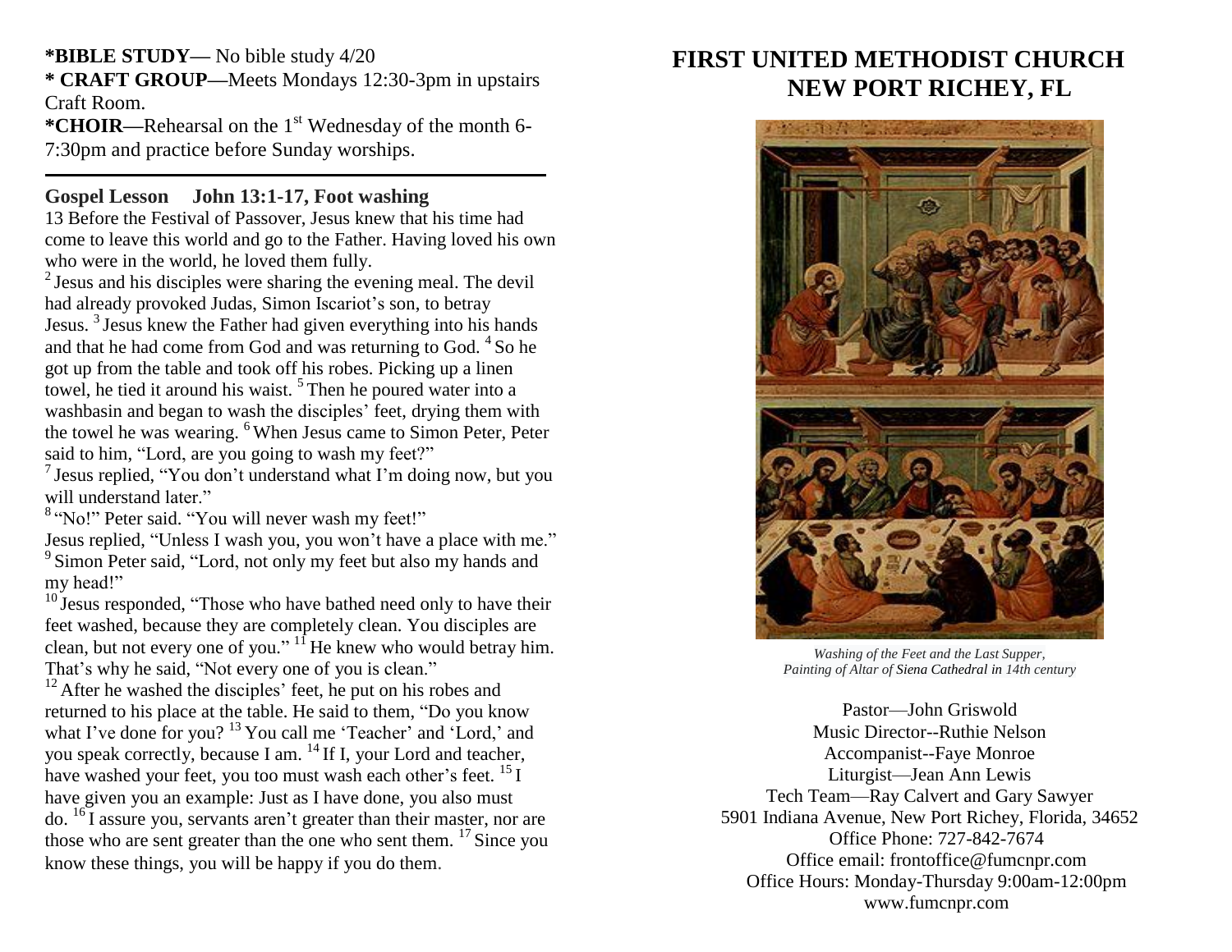**\*BIBLE STUDY—** No bible study 4/20

**\* CRAFT GROUP—**Meets Mondays 12:30-3pm in upstairs Craft Room.

**\*CHOIR—**Rehearsal on the 1st Wednesday of the month 6-7:30pm and practice before Sunday worships.

---

**Gospel Lesson John 13:1-17, Foot washing**

13 Before the Festival of Passover, Jesus knew that his time had come to leave this world and go to the Father. Having loved his own who were in the world, he loved them fully.

2 Jesus and his disciples were sharing the evening meal. The devil had already provoked Judas, Simon Iscariot's son, to betray Jesus. 3 Jesus knew the Father had given everything into his hands and that he had come from God and was returning to God. 4 So he got up from the table and took off his robes. Picking up a linen towel, he tied it around his waist. 5 Then he poured water into a washbasin and began to wash the disciples' feet, drying them with the towel he was wearing. 6 When Jesus came to Simon Peter, Peter said to him, "Lord, are you going to wash my feet?"

7 Jesus replied, "You don't understand what I'm doing now, but you will understand later."

8 "No!" Peter said. "You will never wash my feet!"

Jesus replied, "Unless I wash you, you won't have a place with me."

9 Simon Peter said, "Lord, not only my feet but also my hands and my head!"

10 Jesus responded, "Those who have bathed need only to have their feet washed, because they are completely clean. You disciples are clean, but not every one of you." 11 He knew who would betray him. That's why he said, "Not every one of you is clean."

12 After he washed the disciples' feet, he put on his robes and returned to his place at the table. He said to them, "Do you know what I've done for you? 13 You call me 'Teacher' and 'Lord,' and you speak correctly, because I am. 14 If I, your Lord and teacher, have washed your feet, you too must wash each other's feet. 15 I have given you an example: Just as I have done, you also must do. 16 I assure you, servants aren't greater than their master, nor are those who are sent greater than the one who sent them. 17 Since you know these things, you will be happy if you do them.

# FIRST UNITED METHODIST CHURCH
# NEW PORT RICHEY, FL

*Washing of the Feet and the Last Supper,*
*Painting of Altar of Siena Cathedral in 14th century*

Pastor—John Griswold
Music Director--Ruthie Nelson
Accompanist--Faye Monroe
Liturgist—Jean Ann Lewis
Tech Team—Ray Calvert and Gary Sawyer
5901 Indiana Avenue, New Port Richey, Florida, 34652
Office Phone: 727-842-7674
Office email: frontoffice@fumcnpr.com
Office Hours: Monday-Thursday 9:00am-12:00pm
www.fumcnpr.com